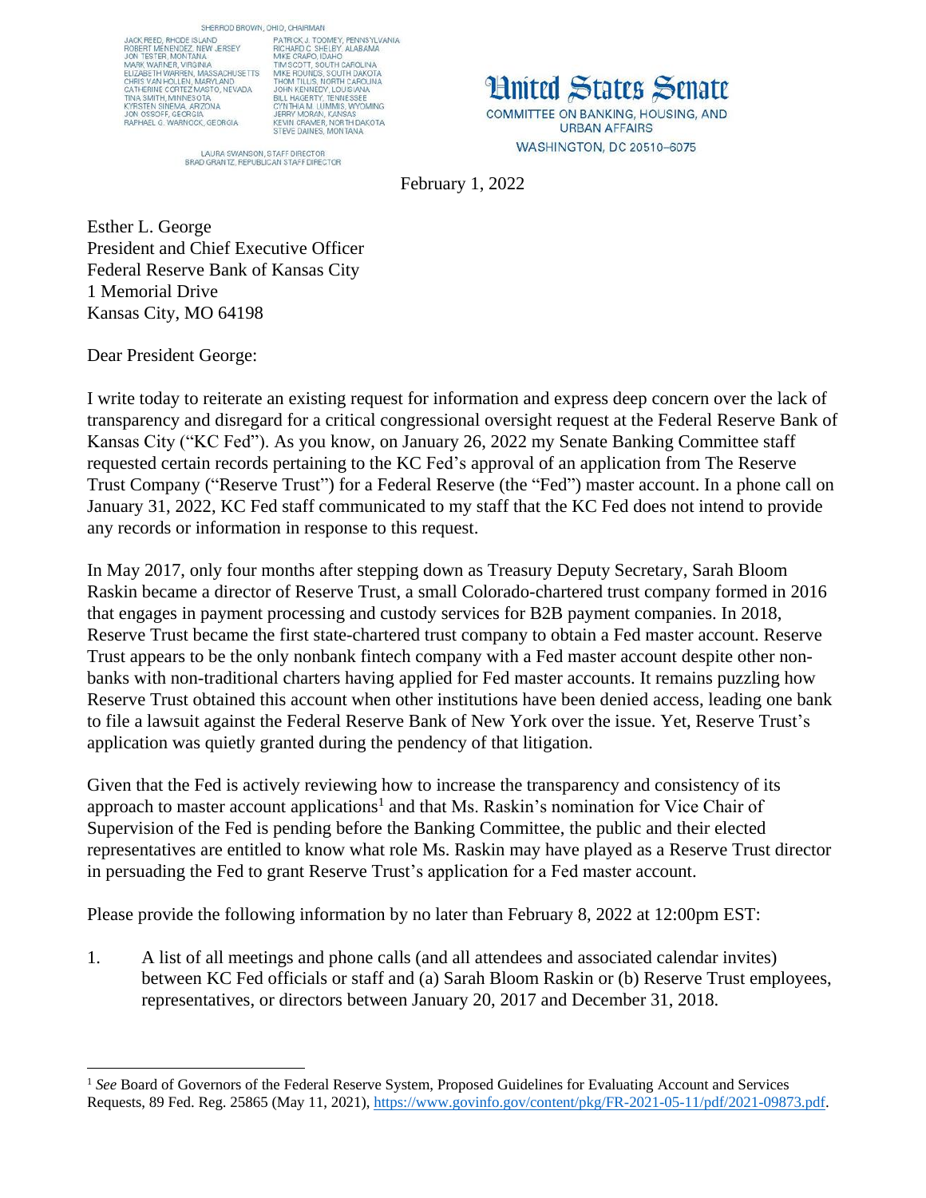SHERROD BROWN, OHIO, CHAIRMAN

JACK REED, RHODE ISLAND
ROBERT MENENDEZ, NEW JERSEY
JON TESTER, MONTANA
MARK WARNER, VIRGINIA
ELIZABETH WARREN, MASSACHUSETTS
CHRIS VAN HOLLEN, MARYLAND
CATHERINE CORTEZ MASTO, NEVADA
TINA SMITH, MINNESOTA
KYRSTEN SINEMA, ARIZONA
JON OSSOFF, GEORGIA
RAPHAEL G. WARNOCK, GEORGIA

PATRICK J. TOOMEY, PENNSYLVANIA
RICHARD C. SHELBY, ALABAMA
MIKE CRAPO, IDAHO
TIM SCOTT, SOUTH CAROLINA
MIKE ROUNDS, SOUTH DAKOTA
THOM TILLIS, NORTH CAROLINA
JOHN KENNEDY, LOUISIANA
BILL HAGERTY, TENNESSEE
CYNTHIA M. LUMMIS, WYOMING
JERRY MORAN, KANSAS
KEVIN CRAMER, NORTH DAKOTA
STEVE DAINES, MONTANA

LAURA SWANSON, STAFF DIRECTOR
BRAD GRANTZ, REPUBLICAN STAFF DIRECTOR

# United States Senate

COMMITTEE ON BANKING, HOUSING, AND URBAN AFFAIRS
WASHINGTON, DC 20510–6075

February 1, 2022

Esther L. George
President and Chief Executive Officer
Federal Reserve Bank of Kansas City
1 Memorial Drive
Kansas City, MO 64198

Dear President George:

I write today to reiterate an existing request for information and express deep concern over the lack of transparency and disregard for a critical congressional oversight request at the Federal Reserve Bank of Kansas City ("KC Fed"). As you know, on January 26, 2022 my Senate Banking Committee staff requested certain records pertaining to the KC Fed's approval of an application from The Reserve Trust Company ("Reserve Trust") for a Federal Reserve (the "Fed") master account. In a phone call on January 31, 2022, KC Fed staff communicated to my staff that the KC Fed does not intend to provide any records or information in response to this request.

In May 2017, only four months after stepping down as Treasury Deputy Secretary, Sarah Bloom Raskin became a director of Reserve Trust, a small Colorado-chartered trust company formed in 2016 that engages in payment processing and custody services for B2B payment companies. In 2018, Reserve Trust became the first state-chartered trust company to obtain a Fed master account. Reserve Trust appears to be the only nonbank fintech company with a Fed master account despite other non-banks with non-traditional charters having applied for Fed master accounts. It remains puzzling how Reserve Trust obtained this account when other institutions have been denied access, leading one bank to file a lawsuit against the Federal Reserve Bank of New York over the issue. Yet, Reserve Trust's application was quietly granted during the pendency of that litigation.

Given that the Fed is actively reviewing how to increase the transparency and consistency of its approach to master account applications[1] and that Ms. Raskin's nomination for Vice Chair of Supervision of the Fed is pending before the Banking Committee, the public and their elected representatives are entitled to know what role Ms. Raskin may have played as a Reserve Trust director in persuading the Fed to grant Reserve Trust's application for a Fed master account.

Please provide the following information by no later than February 8, 2022 at 12:00pm EST:

1. A list of all meetings and phone calls (and all attendees and associated calendar invites) between KC Fed officials or staff and (a) Sarah Bloom Raskin or (b) Reserve Trust employees, representatives, or directors between January 20, 2017 and December 31, 2018.

---

[1] *See* Board of Governors of the Federal Reserve System, Proposed Guidelines for Evaluating Account and Services Requests, 89 Fed. Reg. 25865 (May 11, 2021), https://www.govinfo.gov/content/pkg/FR-2021-05-11/pdf/2021-09873.pdf.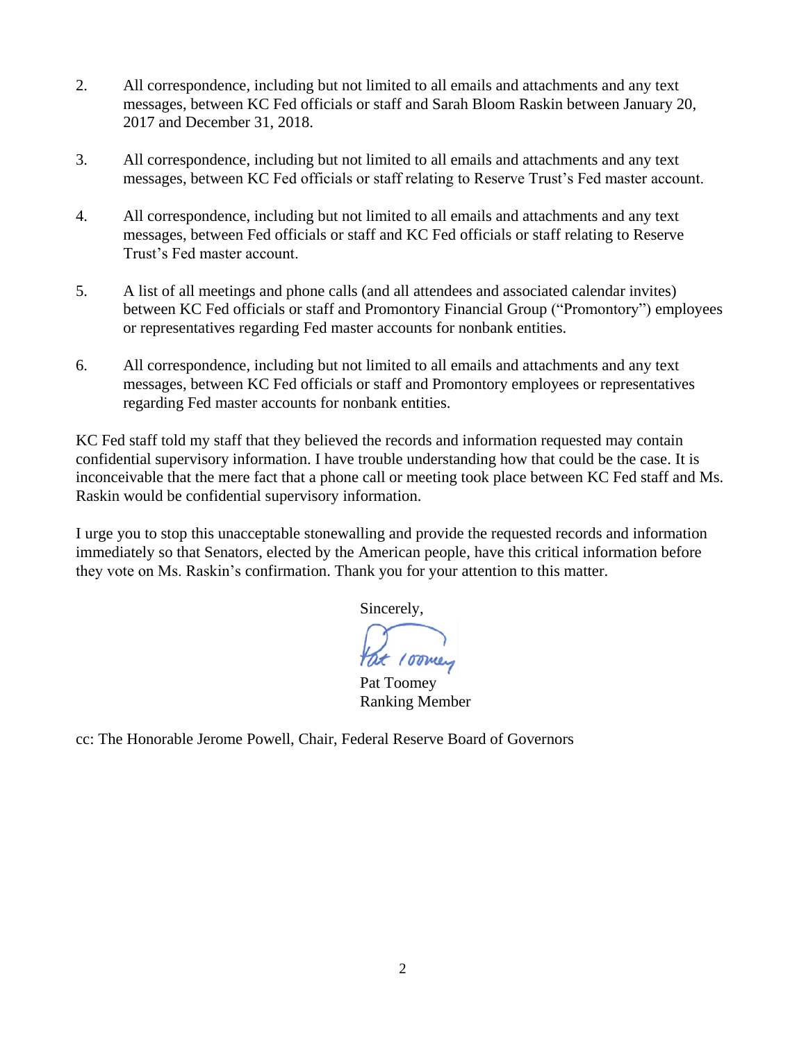2. All correspondence, including but not limited to all emails and attachments and any text messages, between KC Fed officials or staff and Sarah Bloom Raskin between January 20, 2017 and December 31, 2018.

3. All correspondence, including but not limited to all emails and attachments and any text messages, between KC Fed officials or staff relating to Reserve Trust's Fed master account.

4. All correspondence, including but not limited to all emails and attachments and any text messages, between Fed officials or staff and KC Fed officials or staff relating to Reserve Trust's Fed master account.

5. A list of all meetings and phone calls (and all attendees and associated calendar invites) between KC Fed officials or staff and Promontory Financial Group ("Promontory") employees or representatives regarding Fed master accounts for nonbank entities.

6. All correspondence, including but not limited to all emails and attachments and any text messages, between KC Fed officials or staff and Promontory employees or representatives regarding Fed master accounts for nonbank entities.

KC Fed staff told my staff that they believed the records and information requested may contain confidential supervisory information. I have trouble understanding how that could be the case. It is inconceivable that the mere fact that a phone call or meeting took place between KC Fed staff and Ms. Raskin would be confidential supervisory information.

I urge you to stop this unacceptable stonewalling and provide the requested records and information immediately so that Senators, elected by the American people, have this critical information before they vote on Ms. Raskin's confirmation. Thank you for your attention to this matter.

Sincerely,

Pat Toomey

Pat Toomey
Ranking Member

cc: The Honorable Jerome Powell, Chair, Federal Reserve Board of Governors